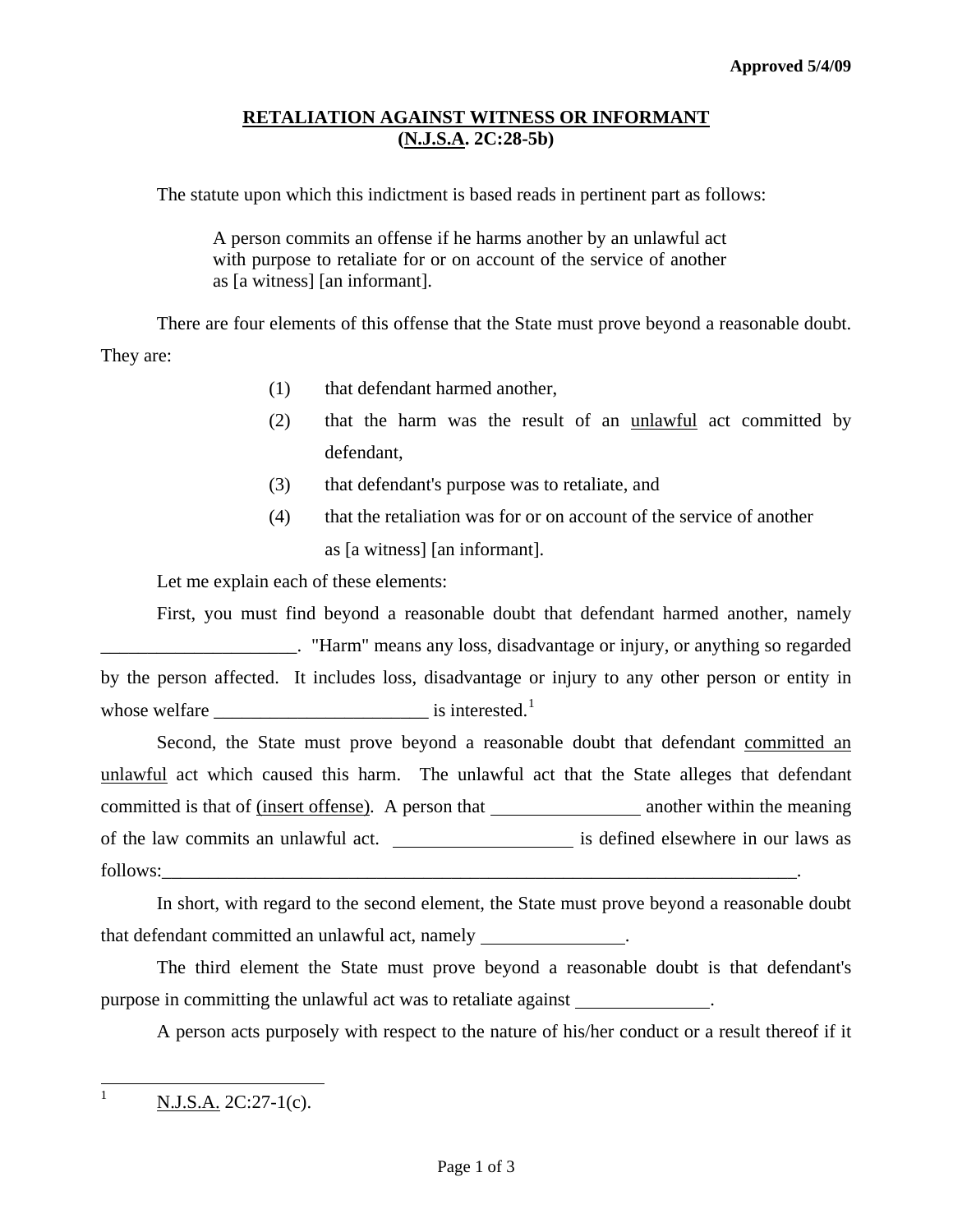**Approved 5/4/09**

## RETALIATION AGAINST WITNESS OR INFORMANT
## (N.J.S.A. 2C:28-5b)

The statute upon which this indictment is based reads in pertinent part as follows:

> A person commits an offense if he harms another by an unlawful act with purpose to retaliate for or on account of the service of another as [a witness] [an informant].

There are four elements of this offense that the State must prove beyond a reasonable doubt. They are:

(1) that defendant harmed another,

(2) that the harm was the result of an unlawful act committed by defendant,

(3) that defendant's purpose was to retaliate, and

(4) that the retaliation was for or on account of the service of another as [a witness] [an informant].

Let me explain each of these elements:

First, you must find beyond a reasonable doubt that defendant harmed another, namely _____________________. "Harm" means any loss, disadvantage or injury, or anything so regarded by the person affected. It includes loss, disadvantage or injury to any other person or entity in whose welfare _______________________ is interested.[1]

Second, the State must prove beyond a reasonable doubt that defendant committed an unlawful act which caused this harm. The unlawful act that the State alleges that defendant committed is that of (insert offense). A person that ________________ another within the meaning of the law commits an unlawful act. ___________________ is defined elsewhere in our laws as follows:_______________________________________________________________________.

In short, with regard to the second element, the State must prove beyond a reasonable doubt that defendant committed an unlawful act, namely ________________.

The third element the State must prove beyond a reasonable doubt is that defendant's purpose in committing the unlawful act was to retaliate against _______________.

A person acts purposely with respect to the nature of his/her conduct or a result thereof if it

---

[1] N.J.S.A. 2C:27-1(c).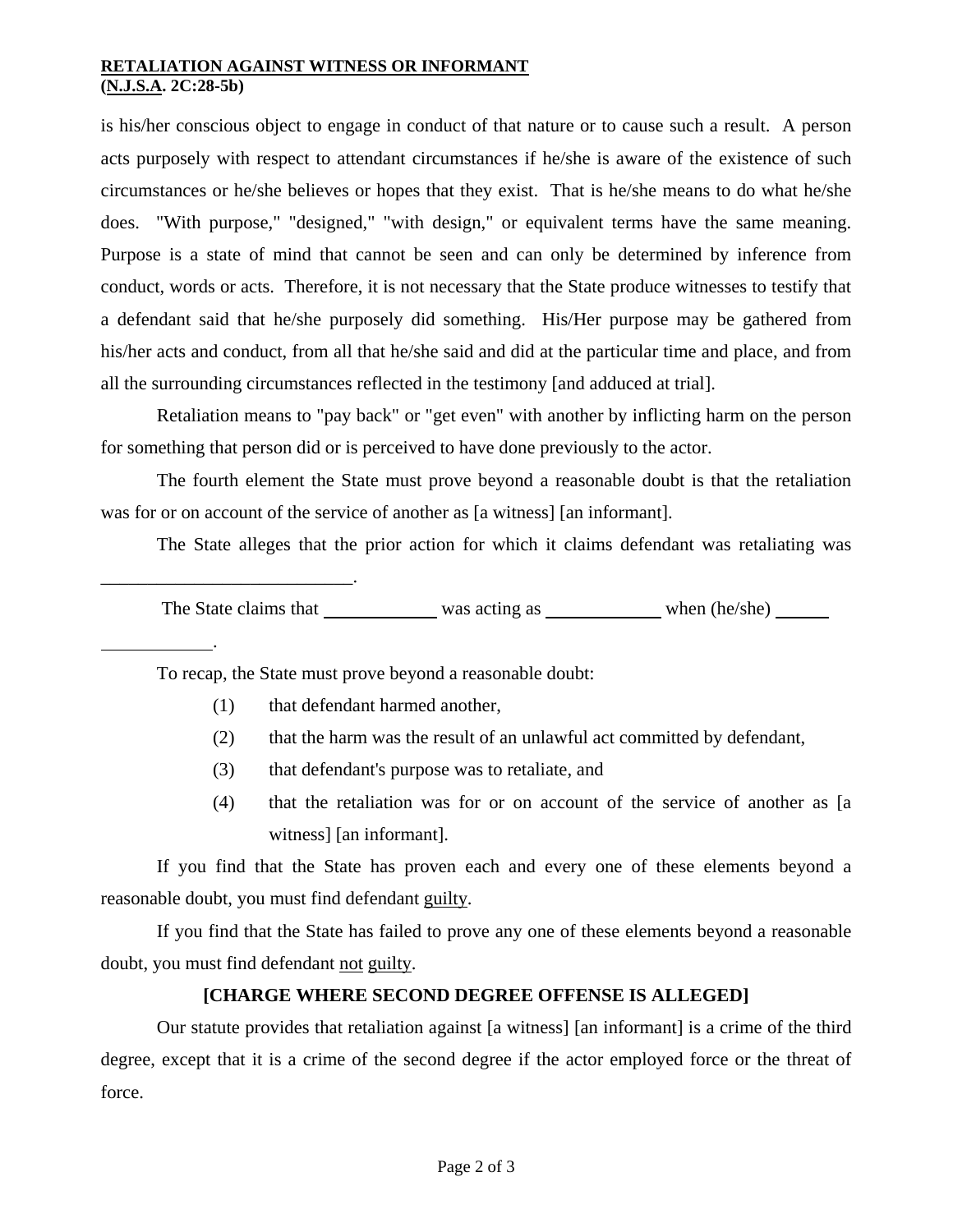is his/her conscious object to engage in conduct of that nature or to cause such a result. A person acts purposely with respect to attendant circumstances if he/she is aware of the existence of such circumstances or he/she believes or hopes that they exist. That is he/she means to do what he/she does. "With purpose," "designed," "with design," or equivalent terms have the same meaning. Purpose is a state of mind that cannot be seen and can only be determined by inference from conduct, words or acts. Therefore, it is not necessary that the State produce witnesses to testify that a defendant said that he/she purposely did something. His/Her purpose may be gathered from his/her acts and conduct, from all that he/she said and did at the particular time and place, and from all the surrounding circumstances reflected in the testimony [and adduced at trial].

Retaliation means to "pay back" or "get even" with another by inflicting harm on the person for something that person did or is perceived to have done previously to the actor.

The fourth element the State must prove beyond a reasonable doubt is that the retaliation was for or on account of the service of another as [a witness] [an informant].

The State alleges that the prior action for which it claims defendant was retaliating was ___________________________.

The State claims that _____________ was acting as _____________ when (he/she) ______ ____________.

To recap, the State must prove beyond a reasonable doubt:

(1) that defendant harmed another,

(2) that the harm was the result of an unlawful act committed by defendant,

(3) that defendant's purpose was to retaliate, and

(4) that the retaliation was for or on account of the service of another as [a witness] [an informant].

If you find that the State has proven each and every one of these elements beyond a reasonable doubt, you must find defendant guilty.

If you find that the State has failed to prove any one of these elements beyond a reasonable doubt, you must find defendant not guilty.

**[CHARGE WHERE SECOND DEGREE OFFENSE IS ALLEGED]**

Our statute provides that retaliation against [a witness] [an informant] is a crime of the third degree, except that it is a crime of the second degree if the actor employed force or the threat of force.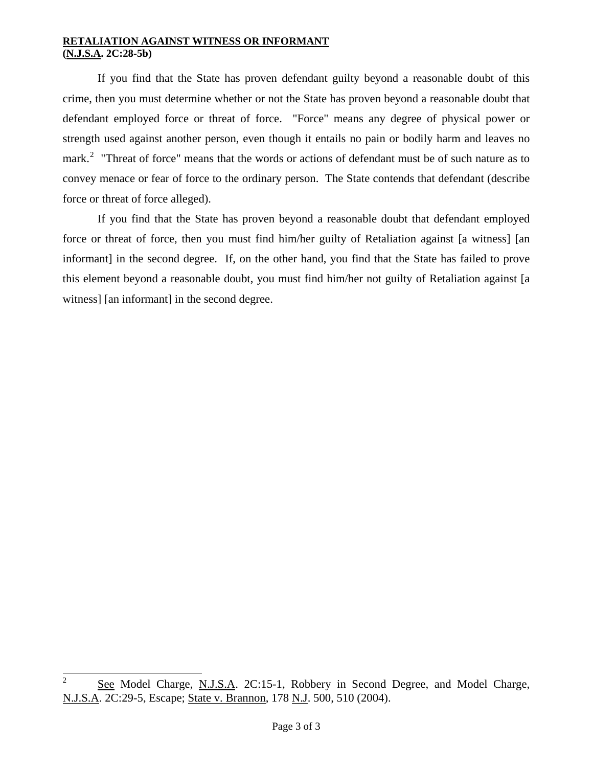**RETALIATION AGAINST WITNESS OR INFORMANT**
**(N.J.S.A. 2C:28-5b)**

If you find that the State has proven defendant guilty beyond a reasonable doubt of this crime, then you must determine whether or not the State has proven beyond a reasonable doubt that defendant employed force or threat of force. "Force" means any degree of physical power or strength used against another person, even though it entails no pain or bodily harm and leaves no mark.[2] "Threat of force" means that the words or actions of defendant must be of such nature as to convey menace or fear of force to the ordinary person. The State contends that defendant (describe force or threat of force alleged).

If you find that the State has proven beyond a reasonable doubt that defendant employed force or threat of force, then you must find him/her guilty of Retaliation against [a witness] [an informant] in the second degree. If, on the other hand, you find that the State has failed to prove this element beyond a reasonable doubt, you must find him/her not guilty of Retaliation against [a witness] [an informant] in the second degree.

---

[2] See Model Charge, N.J.S.A. 2C:15-1, Robbery in Second Degree, and Model Charge, N.J.S.A. 2C:29-5, Escape; State v. Brannon, 178 N.J. 500, 510 (2004).